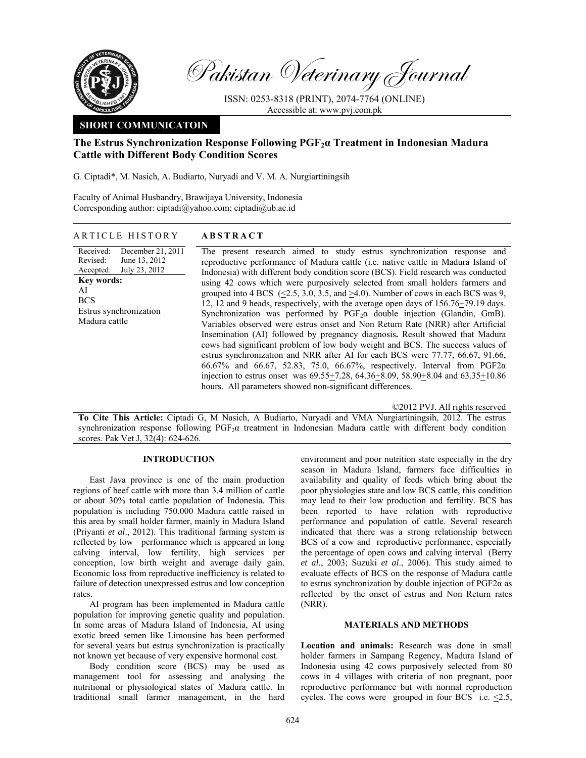# Pakistan Veterinary Journal

ISSN: 0253-8318 (PRINT), 2074-7764 (ONLINE)
Accessible at: www.pvj.com.pk

**SHORT COMMUNICATOIN**

## The Estrus Synchronization Response Following $PGF_2\alpha$ Treatment in Indonesian Madura Cattle with Different Body Condition Scores

G. Ciptadi*, M. Nasich, A. Budiarto, Nuryadi and V. M. A. Nurgiartiningsih

Faculty of Animal Husbandry, Brawijaya University, Indonesia
Corresponding author: ciptadi@yahoo.com; ciptadi@ub.ac.id

**ARTICLE HISTORY**

Received: December 21, 2011
Revised: June 13, 2012
Accepted: July 23, 2012

**Key words:**
AI
BCS
Estrus synchronization
Madura cattle

**ABSTRACT**

The present research aimed to study estrus synchronization response and reproductive performance of Madura cattle (i.e. native cattle in Madura Island of Indonesia) with different body condition score (BCS). Field research was conducted using 42 cows which were purposively selected from small holders farmers and grouped into 4 BCS (≤2.5, 3.0, 3.5, and ≥4.0). Number of cows in each BCS was 9, 12, 12 and 9 heads, respectively, with the average open days of 156.76±79.19 days. Synchronization was performed by $PGF_2\alpha$ double injection (Glandin, GmB). Variables observed were estrus onset and Non Return Rate (NRR) after Artificial Insemination (AI) followed by pregnancy diagnosis**.** Result showed that Madura cows had significant problem of low body weight and BCS. The success values of estrus synchronization and NRR after AI for each BCS were 77.77, 66.67, 91.66, 66.67% and 66.67, 52.83, 75.0, 66.67%, respectively. Interval from PGF2α injection to estrus onset was 69.55±7.28, 64.36±8.09, 58.90±8.04 and 63.35±10.86 hours. All parameters showed non-significant differences.

©2012 PVJ. All rights reserved

**To Cite This Article:** Ciptadi G, M Nasich, A Budiarto, Nuryadi and VMA Nurgiartiningsih, 2012. The estrus synchronization response following $PGF_2\alpha$ treatment in Indonesian Madura cattle with different body condition scores. Pak Vet J, 32(4): 624-626.

## INTRODUCTION

East Java province is one of the main production regions of beef cattle with more than 3.4 million of cattle or about 30% total cattle population of Indonesia. This population is including 750.000 Madura cattle raised in this area by small holder farmer, mainly in Madura Island (Priyanti *et al*., 2012). This traditional farming system is reflected by low performance which is appeared in long calving interval, low fertility, high services per conception, low birth weight and average daily gain. Economic loss from reproductive inefficiency is related to failure of detection unexpressed estrus and low conception rates.

AI program has been implemented in Madura cattle population for improving genetic quality and population. In some areas of Madura Island of Indonesia, AI using exotic breed semen like Limousine has been performed for several years but estrus synchronization is practically not known yet because of very expensive hormonal cost.

Body condition score (BCS) may be used as management tool for assessing and analysing the nutritional or physiological states of Madura cattle. In traditional small farmer management, in the hard environment and poor nutrition state especially in the dry season in Madura Island, farmers face difficulties in availability and quality of feeds which bring about the poor physiologies state and low BCS cattle, this condition may lead to their low production and fertility. BCS has been reported to have relation with reproductive performance and population of cattle. Several research indicated that there was a strong relationship between BCS of a cow and reproductive performance, especially the percentage of open cows and calving interval (Berry *et al*., 2003; Suzuki *et al*., 2006). This study aimed to evaluate effects of BCS on the response of Madura cattle to estrus synchronization by double injection of PGF2α as reflected by the onset of estrus and Non Return rates (NRR).

## MATERIALS AND METHODS

**Location and animals:** Research was done in small holder farmers in Sampang Regency, Madura Island of Indonesia using 42 cows purposively selected from 80 cows in 4 villages with criteria of non pregnant, poor reproductive performance but with normal reproduction cycles. The cows were grouped in four BCS i.e. ≤2.5,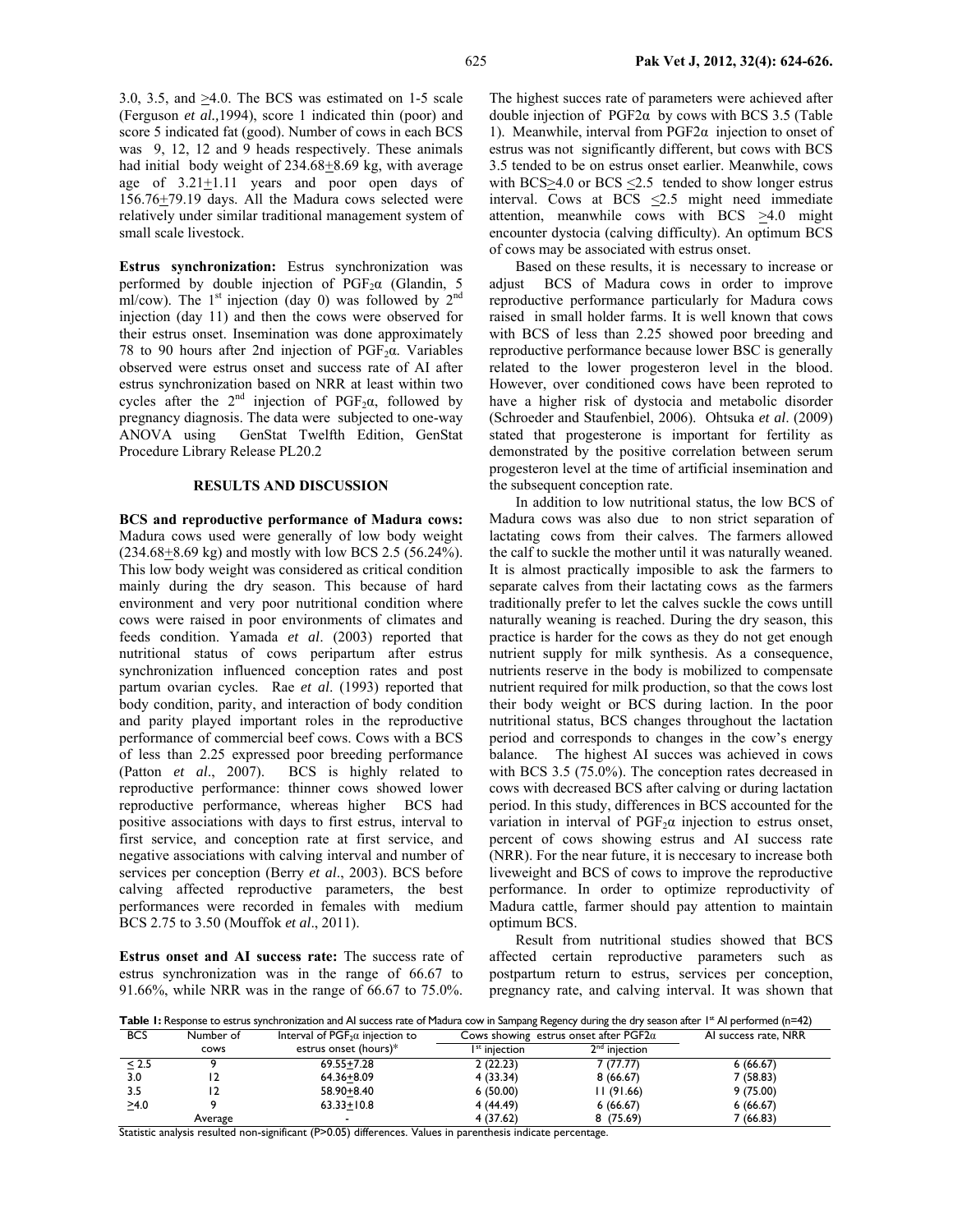3.0, 3.5, and ≥4.0. The BCS was estimated on 1-5 scale (Ferguson *et al.,*1994), score 1 indicated thin (poor) and score 5 indicated fat (good). Number of cows in each BCS was 9, 12, 12 and 9 heads respectively. These animals had initial body weight of 234.68±8.69 kg, with average age of 3.21±1.11 years and poor open days of 156.76±79.19 days. All the Madura cows selected were relatively under similar traditional management system of small scale livestock.

**Estrus synchronization:** Estrus synchronization was performed by double injection of $PGF_2\alpha$ (Glandin, 5 ml/cow). The 1st injection (day 0) was followed by 2nd injection (day 11) and then the cows were observed for their estrus onset. Insemination was done approximately 78 to 90 hours after 2nd injection of $PGF_2\alpha$. Variables observed were estrus onset and success rate of AI after estrus synchronization based on NRR at least within two cycles after the 2nd injection of $PGF_2\alpha$, followed by pregnancy diagnosis. The data were subjected to one-way ANOVA using GenStat Twelfth Edition, GenStat Procedure Library Release PL20.2

## RESULTS AND DISCUSSION

**BCS and reproductive performance of Madura cows:** Madura cows used were generally of low body weight (234.68±8.69 kg) and mostly with low BCS 2.5 (56.24%). This low body weight was considered as critical condition mainly during the dry season. This because of hard environment and very poor nutritional condition where cows were raised in poor environments of climates and feeds condition. Yamada *et al*. (2003) reported that nutritional status of cows peripartum after estrus synchronization influenced conception rates and post partum ovarian cycles. Rae *et al*. (1993) reported that body condition, parity, and interaction of body condition and parity played important roles in the reproductive performance of commercial beef cows. Cows with a BCS of less than 2.25 expressed poor breeding performance (Patton *et al*., 2007). BCS is highly related to reproductive performance: thinner cows showed lower reproductive performance, whereas higher BCS had positive associations with days to first estrus, interval to first service, and conception rate at first service, and negative associations with calving interval and number of services per conception (Berry *et al*., 2003). BCS before calving affected reproductive parameters, the best performances were recorded in females with medium BCS 2.75 to 3.50 (Mouffok *et al*., 2011).

**Estrus onset and AI success rate:** The success rate of estrus synchronization was in the range of 66.67 to 91.66%, while NRR was in the range of 66.67 to 75.0%. The highest succes rate of parameters were achieved after double injection of $PGF2\alpha$ by cows with BCS 3.5 (Table 1). Meanwhile, interval from $PGF2\alpha$ injection to onset of estrus was not significantly different, but cows with BCS 3.5 tended to be on estrus onset earlier. Meanwhile, cows with BCS≥4.0 or BCS ≤2.5 tended to show longer estrus interval. Cows at BCS ≤2.5 might need immediate attention, meanwhile cows with BCS ≥4.0 might encounter dystocia (calving difficulty). An optimum BCS of cows may be associated with estrus onset.

Based on these results, it is necessary to increase or adjust BCS of Madura cows in order to improve reproductive performance particularly for Madura cows raised in small holder farms. It is well known that cows with BCS of less than 2.25 showed poor breeding and reproductive performance because lower BSC is generally related to the lower progesteron level in the blood. However, over conditioned cows have been reproted to have a higher risk of dystocia and metabolic disorder (Schroeder and Staufenbiel, 2006). Ohtsuka *et al*. (2009) stated that progesterone is important for fertility as demonstrated by the positive correlation between serum progesteron level at the time of artificial insemination and the subsequent conception rate.

In addition to low nutritional status, the low BCS of Madura cows was also due to non strict separation of lactating cows from their calves. The farmers allowed the calf to suckle the mother until it was naturally weaned. It is almost practically imposible to ask the farmers to separate calves from their lactating cows as the farmers traditionally prefer to let the calves suckle the cows untill naturally weaning is reached. During the dry season, this practice is harder for the cows as they do not get enough nutrient supply for milk synthesis. As a consequence, nutrients reserve in the body is mobilized to compensate nutrient required for milk production, so that the cows lost their body weight or BCS during laction. In the poor nutritional status, BCS changes throughout the lactation period and corresponds to changes in the cow's energy balance. The highest AI succes was achieved in cows with BCS 3.5 (75.0%). The conception rates decreased in cows with decreased BCS after calving or during lactation period. In this study, differences in BCS accounted for the variation in interval of $PGF_2\alpha$ injection to estrus onset, percent of cows showing estrus and AI success rate (NRR). For the near future, it is neccesary to increase both liveweight and BCS of cows to improve the reproductive performance. In order to optimize reproductivity of Madura cattle, farmer should pay attention to maintain optimum BCS.

Result from nutritional studies showed that BCS affected certain reproductive parameters such as postpartum return to estrus, services per conception, pregnancy rate, and calving interval. It was shown that

**Table 1:** Response to estrus synchronization and AI success rate of Madura cow in Sampang Regency during the dry season after 1st AI performed (n=42)

| BCS | Number of cows | Interval of $PGF_2\alpha$ injection to estrus onset (hours)* | Cows showing estrus onset after $PGF2\alpha$ | | AI success rate, NRR |
|---|---|---|---|---|---|
| | | | 1st injection | 2nd injection | |
| ≤ 2.5 | 9 | 69.55±7.28 | 2 (22.23) | 7 (77.77) | 6 (66.67) |
| 3.0 | 12 | 64.36±8.09 | 4 (33.34) | 8 (66.67) | 7 (58.83) |
| 3.5 | 12 | 58.90±8.40 | 6 (50.00) | 11 (91.66) | 9 (75.00) |
| ≥4.0 | 9 | 63.33±10.8 | 4 (44.49) | 6 (66.67) | 6 (66.67) |
| | Average | - | 4 (37.62) | 8 (75.69) | 7 (66.83) |

Statistic analysis resulted non-significant (P>0.05) differences. Values in parenthesis indicate percentage.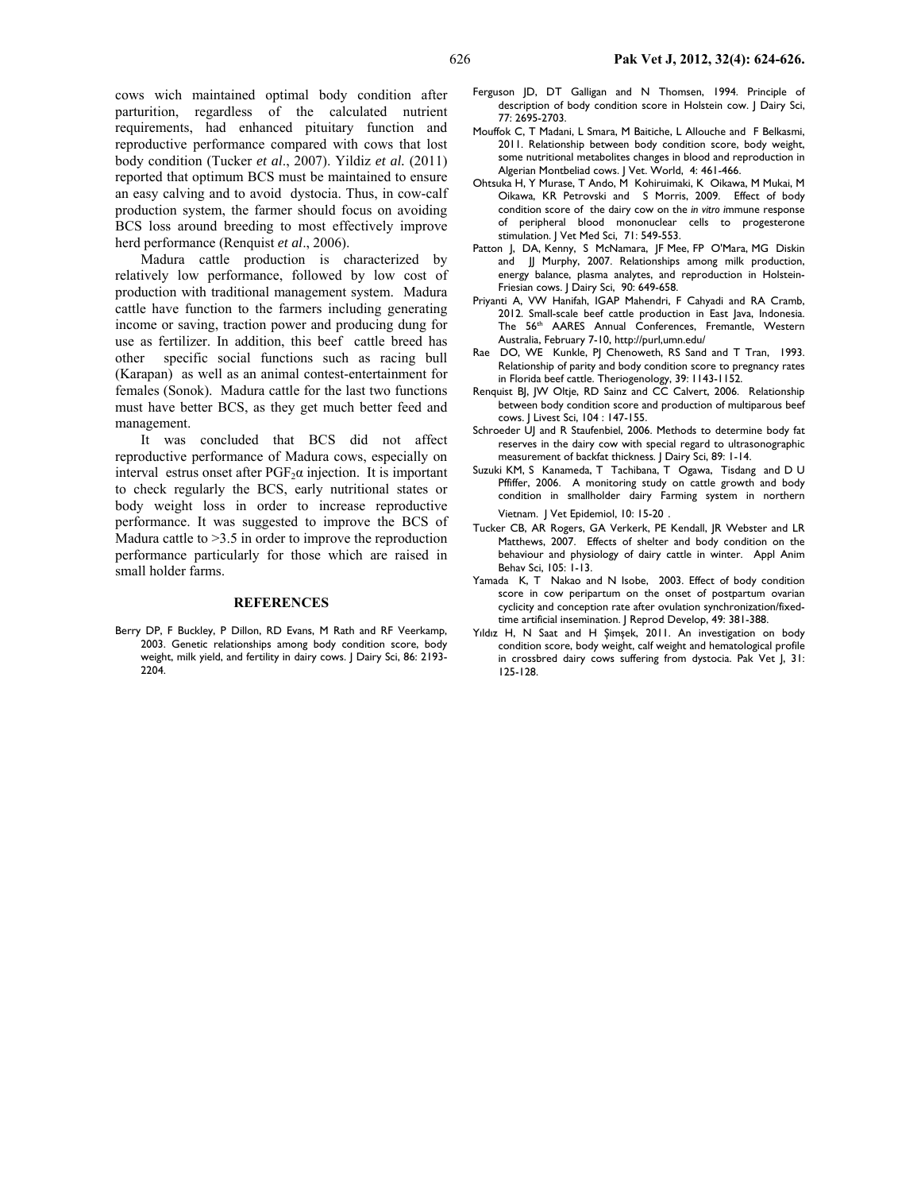cows wich maintained optimal body condition after parturition, regardless of the calculated nutrient requirements, had enhanced pituitary function and reproductive performance compared with cows that lost body condition (Tucker *et al*., 2007). Yildiz *et al.* (2011) reported that optimum BCS must be maintained to ensure an easy calving and to avoid dystocia. Thus, in cow-calf production system, the farmer should focus on avoiding BCS loss around breeding to most effectively improve herd performance (Renquist *et al*., 2006).

Madura cattle production is characterized by relatively low performance, followed by low cost of production with traditional management system. Madura cattle have function to the farmers including generating income or saving, traction power and producing dung for use as fertilizer. In addition, this beef cattle breed has other specific social functions such as racing bull (Karapan) as well as an animal contest-entertainment for females (Sonok). Madura cattle for the last two functions must have better BCS, as they get much better feed and management.

It was concluded that BCS did not affect reproductive performance of Madura cows, especially on interval estrus onset after $PGF_2\alpha$ injection. It is important to check regularly the BCS, early nutritional states or body weight loss in order to increase reproductive performance. It was suggested to improve the BCS of Madura cattle to >3.5 in order to improve the reproduction performance particularly for those which are raised in small holder farms.

## REFERENCES

Berry DP, F Buckley, P Dillon, RD Evans, M Rath and RF Veerkamp, 2003. Genetic relationships among body condition score, body weight, milk yield, and fertility in dairy cows. J Dairy Sci, 86: 2193-2204.

Ferguson JD, DT Galligan and N Thomsen, 1994. Principle of description of body condition score in Holstein cow. J Dairy Sci, 77: 2695-2703.

Mouffok C, T Madani, L Smara, M Baitiche, L Allouche and F Belkasmi, 2011. Relationship between body condition score, body weight, some nutritional metabolites changes in blood and reproduction in Algerian Montbeliad cows. J Vet. World, 4: 461-466.

Ohtsuka H, Y Murase, T Ando, M Kohiruimaki, K Oikawa, M Mukai, M Oikawa, KR Petrovski and S Morris, 2009. Effect of body condition score of the dairy cow on the *in vitro* immune response of peripheral blood mononuclear cells to progesterone stimulation. J Vet Med Sci, 71: 549-553.

Patton J, DA, Kenny, S McNamara, JF Mee, FP O'Mara, MG Diskin and JJ Murphy, 2007. Relationships among milk production, energy balance, plasma analytes, and reproduction in Holstein-Friesian cows. J Dairy Sci, 90: 649-658.

Priyanti A, VW Hanifah, IGAP Mahendri, F Cahyadi and RA Cramb, 2012. Small-scale beef cattle production in East Java, Indonesia. The 56th AARES Annual Conferences, Fremantle, Western Australia, February 7-10, http://purl,umn.edu/

Rae DO, WE Kunkle, PJ Chenoweth, RS Sand and T Tran, 1993. Relationship of parity and body condition score to pregnancy rates in Florida beef cattle. Theriogenology, 39: 1143-1152.

Renquist BJ, JW Oltje, RD Sainz and CC Calvert, 2006. Relationship between body condition score and production of multiparous beef cows. J Livest Sci, 104 : 147-155.

Schroeder UJ and R Staufenbiel, 2006. Methods to determine body fat reserves in the dairy cow with special regard to ultrasonographic measurement of backfat thickness. J Dairy Sci, 89: 1-14.

Suzuki KM, S Kanameda, T Tachibana, T Ogawa, Tisdang and D U Pffiffer, 2006. A monitoring study on cattle growth and body condition in smallholder dairy Farming system in northern Vietnam. J Vet Epidemiol, 10: 15-20 .

Tucker CB, AR Rogers, GA Verkerk, PE Kendall, JR Webster and LR Matthews, 2007. Effects of shelter and body condition on the behaviour and physiology of dairy cattle in winter. Appl Anim Behav Sci, 105: 1-13.

Yamada K, T Nakao and N Isobe, 2003. Effect of body condition score in cow peripartum on the onset of postpartum ovarian cyclicity and conception rate after ovulation synchronization/fixed-time artificial insemination. J Reprod Develop, 49: 381-388.

Yıldız H, N Saat and H Şimşek, 2011. An investigation on body condition score, body weight, calf weight and hematological profile in crossbred dairy cows suffering from dystocia. Pak Vet J, 31: 125-128.